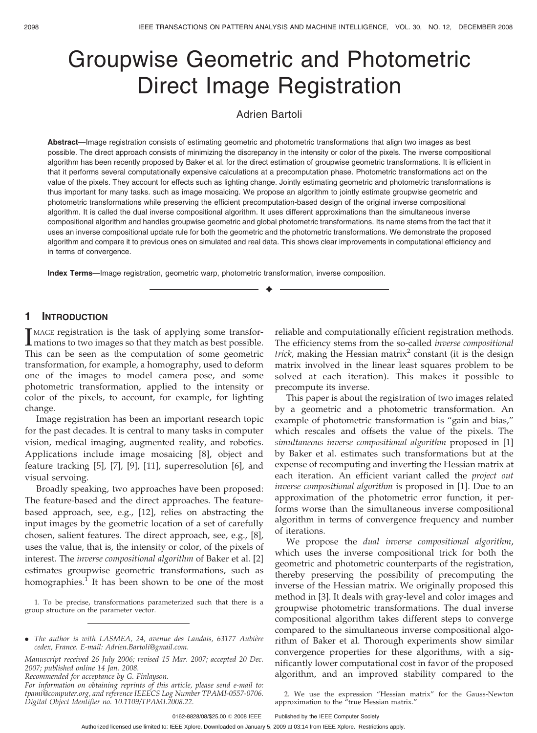# Groupwise Geometric and Photometric Direct Image Registration

Adrien Bartoli

**Abstract**—Image registration consists of estimating geometric and photometric transformations that align two images as best possible. The direct approach consists of minimizing the discrepancy in the intensity or color of the pixels. The inverse compositional algorithm has been recently proposed by Baker et al. for the direct estimation of groupwise geometric transformations. It is efficient in that it performs several computationally expensive calculations at a precomputation phase. Photometric transformations act on the value of the pixels. They account for effects such as lighting change. Jointly estimating geometric and photometric transformations is thus important for many tasks. such as image mosaicing. We propose an algorithm to jointly estimate groupwise geometric and photometric transformations while preserving the efficient precomputation-based design of the original inverse compositional algorithm. It is called the dual inverse compositional algorithm. It uses different approximations than the simultaneous inverse compositional algorithm and handles groupwise geometric and global photometric transformations. Its name stems from the fact that it uses an inverse compositional update rule for both the geometric and the photometric transformations. We demonstrate the proposed algorithm and compare it to previous ones on simulated and real data. This shows clear improvements in computational efficiency and in terms of convergence.

**Index Terms**—Image registration, geometric warp, photometric transformation, inverse composition.

## 1 Introduction

Image registration is the task of applying some transformations to two images so that they match as best possible. This can be seen as the computation of some geometric transformation, for example, a homography, used to deform one of the images to model camera pose, and some photometric transformation, applied to the intensity or color of the pixels, to account, for example, for lighting change.

Image registration has been an important research topic for the past decades. It is central to many tasks in computer vision, medical imaging, augmented reality, and robotics. Applications include image mosaicing [8], object and feature tracking [5], [7], [9], [11], superresolution [6], and visual servoing.

Broadly speaking, two approaches have been proposed: The feature-based and the direct approaches. The feature-based approach, see, e.g., [12], relies on abstracting the input images by the geometric location of a set of carefully chosen, salient features. The direct approach, see, e.g., [8], uses the value, that is, the intensity or color, of the pixels of interest. The *inverse compositional algorithm* of Baker et al. [2] estimates groupwise geometric transformations, such as homographies.[1] It has been shown to be one of the most reliable and computationally efficient registration methods. The efficiency stems from the so-called *inverse compositional trick*, making the Hessian matrix[2] constant (it is the design matrix involved in the linear least squares problem to be solved at each iteration). This makes it possible to precompute its inverse.

This paper is about the registration of two images related by a geometric and a photometric transformation. An example of photometric transformation is "gain and bias," which rescales and offsets the value of the pixels. The *simultaneous inverse compositional algorithm* proposed in [1] by Baker et al. estimates such transformations but at the expense of recomputing and inverting the Hessian matrix at each iteration. An efficient variant called the *project out inverse compositional algorithm* is proposed in [1]. Due to an approximation of the photometric error function, it performs worse than the simultaneous inverse compositional algorithm in terms of convergence frequency and number of iterations.

We propose the *dual inverse compositional algorithm*, which uses the inverse compositional trick for both the geometric and photometric counterparts of the registration, thereby preserving the possibility of precomputing the inverse of the Hessian matrix. We originally proposed this method in [3]. It deals with gray-level and color images and groupwise photometric transformations. The dual inverse compositional algorithm takes different steps to converge compared to the simultaneous inverse compositional algorithm of Baker et al. Thorough experiments show similar convergence properties for these algorithms, with a significantly lower computational cost in favor of the proposed algorithm, and an improved stability compared to the

1. To be precise, transformations parameterized such that there is a group structure on the parameter vector.

2. We use the expression "Hessian matrix" for the Gauss-Newton approximation to the "true Hessian matrix."

- The author is with LASMEA, 24, avenue des Landais, 63177 Aubière cedex, France. E-mail: Adrien.Bartoli@gmail.com.

Manuscript received 26 July 2006; revised 15 Mar. 2007; accepted 20 Dec. 2007; published online 14 Jan. 2008.
Recommended for acceptance by G. Finlayson.
For information on obtaining reprints of this article, please send e-mail to: tpami@computer.org, and reference IEEECS Log Number TPAMI-0557-0706.
Digital Object Identifier no. 10.1109/TPAMI.2008.22.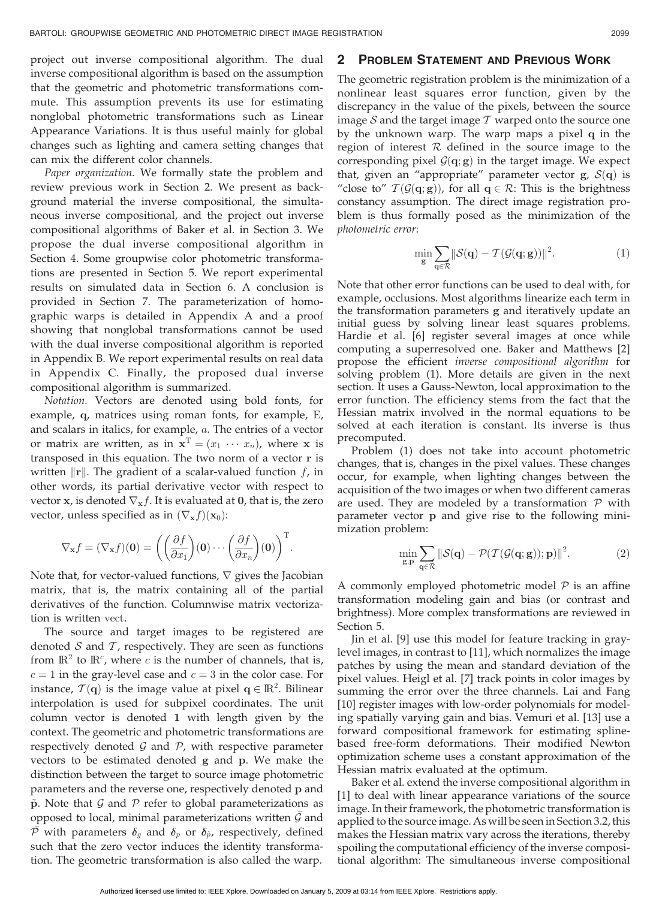project out inverse compositional algorithm. The dual inverse compositional algorithm is based on the assumption that the geometric and photometric transformations commute. This assumption prevents its use for estimating nonglobal photometric transformations such as Linear Appearance Variations. It is thus useful mainly for global changes such as lighting and camera setting changes that can mix the different color channels.

*Paper organization.* We formally state the problem and review previous work in Section 2. We present as background material the inverse compositional, the simultaneous inverse compositional, and the project out inverse compositional algorithms of Baker et al. in Section 3. We propose the dual inverse compositional algorithm in Section 4. Some groupwise color photometric transformations are presented in Section 5. We report experimental results on simulated data in Section 6. A conclusion is provided in Section 7. The parameterization of homographic warps is detailed in Appendix A and a proof showing that nonglobal transformations cannot be used with the dual inverse compositional algorithm is reported in Appendix B. We report experimental results on real data in Appendix C. Finally, the proposed dual inverse compositional algorithm is summarized.

*Notation.* Vectors are denoted using bold fonts, for example, $\mathbf{q}$, matrices using roman fonts, for example, $\mathrm{E}$, and scalars in italics, for example, $a$. The entries of a vector or matrix are written, as in $\mathbf{x}^{\mathsf{T}} = (x_1 \cdots x_n)$, where $\mathbf{x}$ is transposed in this equation. The two norm of a vector $\mathbf{r}$ is written $\|\mathbf{r}\|$. The gradient of a scalar-valued function $f$, in other words, its partial derivative vector with respect to vector $\mathbf{x}$, is denoted $\nabla_{\mathbf{x}} f$. It is evaluated at $\mathbf{0}$, that is, the zero vector, unless specified as in $(\nabla_{\mathbf{x}} f)(\mathbf{x}_0)$:

$$\nabla_{\mathbf{x}} f = (\nabla_{\mathbf{x}} f)(\mathbf{0}) = \left( \left(\frac{\partial f}{\partial x_1}\right)(\mathbf{0}) \cdots \left(\frac{\partial f}{\partial x_n}\right)(\mathbf{0}) \right)^{\mathsf{T}}.$$

Note that, for vector-valued functions, $\nabla$ gives the Jacobian matrix, that is, the matrix containing all of the partial derivatives of the function. Columnwise matrix vectorization is written $\mathrm{vect}$.

The source and target images to be registered are denoted $\mathcal{S}$ and $\mathcal{T}$, respectively. They are seen as functions from $\mathbb{R}^2$ to $\mathbb{R}^c$, where $c$ is the number of channels, that is, $c = 1$ in the gray-level case and $c = 3$ in the color case. For instance, $\mathcal{T}(\mathbf{q})$ is the image value at pixel $\mathbf{q} \in \mathbb{R}^2$. Bilinear interpolation is used for subpixel coordinates. The unit column vector is denoted $\mathbf{1}$ with length given by the context. The geometric and photometric transformations are respectively denoted $\mathcal{G}$ and $\mathcal{P}$, with respective parameter vectors to be estimated denoted $\mathbf{g}$ and $\mathbf{p}$. We make the distinction between the target to source image photometric parameters and the reverse one, respectively denoted $\mathbf{p}$ and $\bar{\mathbf{p}}$. Note that $\mathcal{G}$ and $\mathcal{P}$ refer to global parameterizations as opposed to local, minimal parameterizations written $\bar{\mathcal{G}}$ and $\bar{\mathcal{P}}$ with parameters $\boldsymbol{\delta}_g$ and $\boldsymbol{\delta}_p$ or $\boldsymbol{\delta}_{\bar{p}}$, respectively, defined such that the zero vector induces the identity transformation. The geometric transformation is also called the warp.

## 2 Problem Statement and Previous Work

The geometric registration problem is the minimization of a nonlinear least squares error function, given by the discrepancy in the value of the pixels, between the source image $\mathcal{S}$ and the target image $\mathcal{T}$ warped onto the source one by the unknown warp. The warp maps a pixel $\mathbf{q}$ in the region of interest $\mathcal{R}$ defined in the source image to the corresponding pixel $\mathcal{G}(\mathbf{q}; \mathbf{g})$ in the target image. We expect that, given an "appropriate" parameter vector $\mathbf{g}$, $\mathcal{S}(\mathbf{q})$ is "close to" $\mathcal{T}(\mathcal{G}(\mathbf{q}; \mathbf{g}))$, for all $\mathbf{q} \in \mathcal{R}$: This is the brightness constancy assumption. The direct image registration problem is thus formally posed as the minimization of the *photometric error*:

$$\min_{\mathbf{g}} \sum_{\mathbf{q} \in \mathcal{R}} \|\mathcal{S}(\mathbf{q}) - \mathcal{T}(\mathcal{G}(\mathbf{q}; \mathbf{g}))\|^2. \tag{1}$$

Note that other error functions can be used to deal with, for example, occlusions. Most algorithms linearize each term in the transformation parameters $\mathbf{g}$ and iteratively update an initial guess by solving linear least squares problems. Hardie et al. [6] register several images at once while computing a superresolved one. Baker and Matthews [2] propose the efficient *inverse compositional algorithm* for solving problem (1). More details are given in the next section. It uses a Gauss-Newton, local approximation to the error function. The efficiency stems from the fact that the Hessian matrix involved in the normal equations to be solved at each iteration is constant. Its inverse is thus precomputed.

Problem (1) does not take into account photometric changes, that is, changes in the pixel values. These changes occur, for example, when lighting changes between the acquisition of the two images or when two different cameras are used. They are modeled by a transformation $\mathcal{P}$ with parameter vector $\mathbf{p}$ and give rise to the following minimization problem:

$$\min_{\mathbf{g}, \mathbf{p}} \sum_{\mathbf{q} \in \mathcal{R}} \|\mathcal{S}(\mathbf{q}) - \mathcal{P}(\mathcal{T}(\mathcal{G}(\mathbf{q}; \mathbf{g})); \mathbf{p})\|^2. \tag{2}$$

A commonly employed photometric model $\mathcal{P}$ is an affine transformation modeling gain and bias (or contrast and brightness). More complex transformations are reviewed in Section 5.

Jin et al. [9] use this model for feature tracking in gray-level images, in contrast to [11], which normalizes the image patches by using the mean and standard deviation of the pixel values. Heigl et al. [7] track points in color images by summing the error over the three channels. Lai and Fang [10] register images with low-order polynomials for modeling spatially varying gain and bias. Vemuri et al. [13] use a forward compositional framework for estimating spline-based free-form deformations. Their modified Newton optimization scheme uses a constant approximation of the Hessian matrix evaluated at the optimum.

Baker et al. extend the inverse compositional algorithm in [1] to deal with linear appearance variations of the source image. In their framework, the photometric transformation is applied to the source image. As will be seen in Section 3.2, this makes the Hessian matrix vary across the iterations, thereby spoiling the computational efficiency of the inverse compositional algorithm: The simultaneous inverse compositional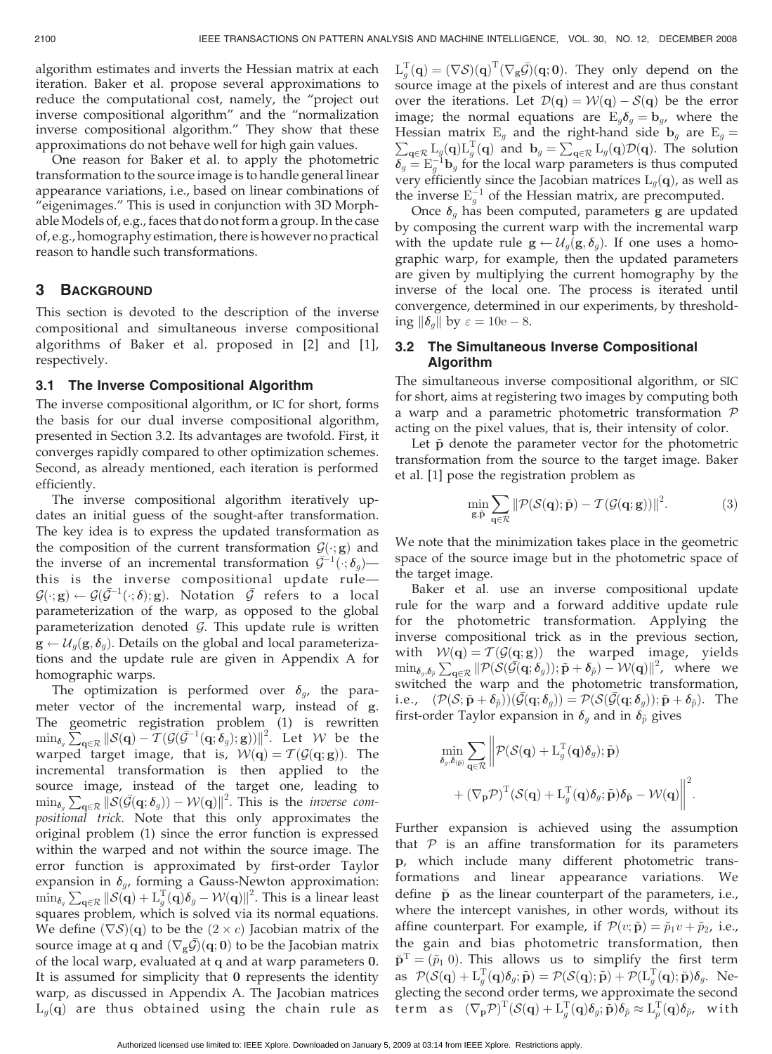algorithm estimates and inverts the Hessian matrix at each iteration. Baker et al. propose several approximations to reduce the computational cost, namely, the "project out inverse compositional algorithm" and the "normalization inverse compositional algorithm." They show that these approximations do not behave well for high gain values.

One reason for Baker et al. to apply the photometric transformation to the source image is to handle general linear appearance variations, i.e., based on linear combinations of "eigenimages." This is used in conjunction with 3D Morphable Models of, e.g., faces that do not form a group. In the case of, e.g., homography estimation, there is however no practical reason to handle such transformations.

## 3 Background

This section is devoted to the description of the inverse compositional and simultaneous inverse compositional algorithms of Baker et al. proposed in [2] and [1], respectively.

### 3.1 The Inverse Compositional Algorithm

The inverse compositional algorithm, or IC for short, forms the basis for our dual inverse compositional algorithm, presented in Section 3.2. Its advantages are twofold. First, it converges rapidly compared to other optimization schemes. Second, as already mentioned, each iteration is performed efficiently.

The inverse compositional algorithm iteratively updates an initial guess of the sought-after transformation. The key idea is to express the updated transformation as the composition of the current transformation $\mathcal{G}(\cdot;\mathbf{g})$ and the inverse of an incremental transformation $\bar{\mathcal{G}}^{-1}(\cdot;\boldsymbol{\delta}_g)$—this is the inverse compositional update rule—$\mathcal{G}(\cdot;\mathbf{g}) \leftarrow \mathcal{G}(\bar{\mathcal{G}}^{-1}(\cdot;\delta);\mathbf{g})$. Notation $\bar{\mathcal{G}}$ refers to a local parameterization of the warp, as opposed to the global parameterization denoted $\mathcal{G}$. This update rule is written $\mathbf{g} \leftarrow \mathcal{U}_g(\mathbf{g},\boldsymbol{\delta}_g)$. Details on the global and local parameterizations and the update rule are given in Appendix A for homographic warps.

The optimization is performed over $\boldsymbol{\delta}_g$, the parameter vector of the incremental warp, instead of $\mathbf{g}$. The geometric registration problem (1) is rewritten $\min_{\boldsymbol{\delta}_g}\sum_{\mathbf{q}\in\mathcal{R}}\|\mathcal{S}(\mathbf{q}) - \mathcal{T}(\mathcal{G}(\bar{\mathcal{G}}^{-1}(\mathbf{q};\boldsymbol{\delta}_g);\mathbf{g}))\|^2$. Let $\mathcal{W}$ be the warped target image, that is, $\mathcal{W}(\mathbf{q}) = \mathcal{T}(\mathcal{G}(\mathbf{q};\mathbf{g}))$. The incremental transformation is then applied to the source image, instead of the target one, leading to $\min_{\boldsymbol{\delta}_g}\sum_{\mathbf{q}\in\mathcal{R}}\|\mathcal{S}(\bar{\mathcal{G}}(\mathbf{q};\boldsymbol{\delta}_g)) - \mathcal{W}(\mathbf{q})\|^2$. This is the *inverse compositional trick*. Note that this only approximates the original problem (1) since the error function is expressed within the warped and not within the source image. The error function is approximated by first-order Taylor expansion in $\boldsymbol{\delta}_g$, forming a Gauss-Newton approximation: $\min_{\boldsymbol{\delta}_g}\sum_{\mathbf{q}\in\mathcal{R}}\|\mathcal{S}(\mathbf{q}) + \mathrm{L}_g^{\mathrm{T}}(\mathbf{q})\boldsymbol{\delta}_g - \mathcal{W}(\mathbf{q})\|^2$. This is a linear least squares problem, which is solved via its normal equations. We define $(\nabla\mathcal{S})(\mathbf{q})$ to be the $(2\times c)$ Jacobian matrix of the source image at $\mathbf{q}$ and $(\nabla_{\mathbf{g}}\bar{\mathcal{G}})(\mathbf{q};\mathbf{0})$ to be the Jacobian matrix of the local warp, evaluated at $\mathbf{q}$ and at warp parameters $\mathbf{0}$. It is assumed for simplicity that $\mathbf{0}$ represents the identity warp, as discussed in Appendix A. The Jacobian matrices $\mathrm{L}_g(\mathbf{q})$ are thus obtained using the chain rule as $\mathrm{L}_g^{\mathrm{T}}(\mathbf{q}) = (\nabla\mathcal{S})(\mathbf{q})^{\mathrm{T}}(\nabla_{\mathbf{g}}\bar{\mathcal{G}})(\mathbf{q};\mathbf{0})$. They only depend on the source image at the pixels of interest and are thus constant over the iterations. Let $\mathcal{D}(\mathbf{q}) = \mathcal{W}(\mathbf{q}) - \mathcal{S}(\mathbf{q})$ be the error image; the normal equations are $\mathrm{E}_g\boldsymbol{\delta}_g = \mathbf{b}_g$, where the Hessian matrix $\mathrm{E}_g$ and the right-hand side $\mathbf{b}_g$ are $\mathrm{E}_g = \sum_{\mathbf{q}\in\mathcal{R}}\mathrm{L}_g(\mathbf{q})\mathrm{L}_g^{\mathrm{T}}(\mathbf{q})$ and $\mathbf{b}_g = \sum_{\mathbf{q}\in\mathcal{R}}\mathrm{L}_g(\mathbf{q})\mathcal{D}(\mathbf{q})$. The solution $\boldsymbol{\delta}_g = \mathrm{E}_g^{-1}\mathbf{b}_g$ for the local warp parameters is thus computed very efficiently since the Jacobian matrices $\mathrm{L}_g(\mathbf{q})$, as well as the inverse $\mathrm{E}_g^{-1}$ of the Hessian matrix, are precomputed.

Once $\boldsymbol{\delta}_g$ has been computed, parameters $\mathbf{g}$ are updated by composing the current warp with the incremental warp with the update rule $\mathbf{g} \leftarrow \mathcal{U}_g(\mathbf{g},\boldsymbol{\delta}_g)$. If one uses a homographic warp, for example, then the updated parameters are given by multiplying the current homography by the inverse of the local one. The process is iterated until convergence, determined in our experiments, by thresholding $\|\boldsymbol{\delta}_g\|$ by $\varepsilon = 10\mathrm{e}-8$.

### 3.2 The Simultaneous Inverse Compositional Algorithm

The simultaneous inverse compositional algorithm, or SIC for short, aims at registering two images by computing both a warp and a parametric photometric transformation $\mathcal{P}$ acting on the pixel values, that is, their intensity of color.

Let $\tilde{\mathbf{p}}$ denote the parameter vector for the photometric transformation from the source to the target image. Baker et al. [1] pose the registration problem as

$$\min_{\mathbf{g},\tilde{\mathbf{p}}}\sum_{\mathbf{q}\in\mathcal{R}}\|\mathcal{P}(\mathcal{S}(\mathbf{q});\tilde{\mathbf{p}}) - \mathcal{T}(\mathcal{G}(\mathbf{q};\mathbf{g}))\|^2. \tag{3}$$

We note that the minimization takes place in the geometric space of the source image but in the photometric space of the target image.

Baker et al. use an inverse compositional update rule for the warp and a forward additive update rule for the photometric transformation. Applying the inverse compositional trick as in the previous section, with $\mathcal{W}(\mathbf{q}) = \mathcal{T}(\mathcal{G}(\mathbf{q};\mathbf{g}))$ the warped image, yields $\min_{\boldsymbol{\delta}_g,\boldsymbol{\delta}_{\tilde{p}}}\sum_{\mathbf{q}\in\mathcal{R}}\|\mathcal{P}(\mathcal{S}(\bar{\mathcal{G}}(\mathbf{q};\boldsymbol{\delta}_g));\tilde{\mathbf{p}}+\boldsymbol{\delta}_{\tilde{p}}) - \mathcal{W}(\mathbf{q})\|^2$, where we switched the warp and the photometric transformation, i.e., $(\mathcal{P}(\mathcal{S};\tilde{\mathbf{p}}+\boldsymbol{\delta}_{\tilde{p}}))(\bar{\mathcal{G}}(\mathbf{q};\boldsymbol{\delta}_g)) = \mathcal{P}(\mathcal{S}(\bar{\mathcal{G}}(\mathbf{q};\boldsymbol{\delta}_g));\tilde{\mathbf{p}}+\boldsymbol{\delta}_{\tilde{p}})$. The first-order Taylor expansion in $\boldsymbol{\delta}_g$ and in $\boldsymbol{\delta}_{\tilde{p}}$ gives

$$\min_{\boldsymbol{\delta}_g,\boldsymbol{\delta}_{(\tilde{\mathbf{p}})}}\sum_{\mathbf{q}\in\mathcal{R}}\Big\|\mathcal{P}(\mathcal{S}(\mathbf{q}) + \mathrm{L}_g^{\mathrm{T}}(\mathbf{q})\boldsymbol{\delta}_g);\tilde{\mathbf{p}}) + (\nabla_{\mathbf{p}}\mathcal{P})^{\mathrm{T}}(\mathcal{S}(\mathbf{q}) + \mathrm{L}_g^{\mathrm{T}}(\mathbf{q})\boldsymbol{\delta}_g;\tilde{\mathbf{p}})\boldsymbol{\delta}_{\tilde{\mathbf{p}}} - \mathcal{W}(\mathbf{q})\Big\|^2.$$

Further expansion is achieved using the assumption that $\mathcal{P}$ is an affine transformation for its parameters $\mathbf{p}$, which include many different photometric transformations and linear appearance variations. We define $\breve{\mathbf{p}}$ as the linear counterpart of the parameters, i.e., where the intercept vanishes, in other words, without its affine counterpart. For example, if $\mathcal{P}(v;\tilde{\mathbf{p}}) = \tilde{p}_1 v + \tilde{p}_2$, i.e., the gain and bias photometric transformation, then $\breve{\mathbf{p}}^{\mathrm{T}} = (\tilde{p}_1\ 0)$. This allows us to simplify the first term as $\mathcal{P}(\mathcal{S}(\mathbf{q}) + \mathrm{L}_g^{\mathrm{T}}(\mathbf{q})\boldsymbol{\delta}_g;\tilde{\mathbf{p}}) = \mathcal{P}(\mathcal{S}(\mathbf{q});\tilde{\mathbf{p}}) + \mathcal{P}(\mathrm{L}_g^{\mathrm{T}}(\mathbf{q});\breve{\mathbf{p}})\boldsymbol{\delta}_g$. Neglecting the second order terms, we approximate the second term as $(\nabla_{\mathbf{p}}\mathcal{P})^{\mathrm{T}}(\mathcal{S}(\mathbf{q}) + \mathrm{L}_g^{\mathrm{T}}(\mathbf{q})\boldsymbol{\delta}_g;\breve{\mathbf{p}})\boldsymbol{\delta}_{\tilde{p}} \approx \mathrm{L}_p^{\mathrm{T}}(\mathbf{q})\boldsymbol{\delta}_{\tilde{p}}$, with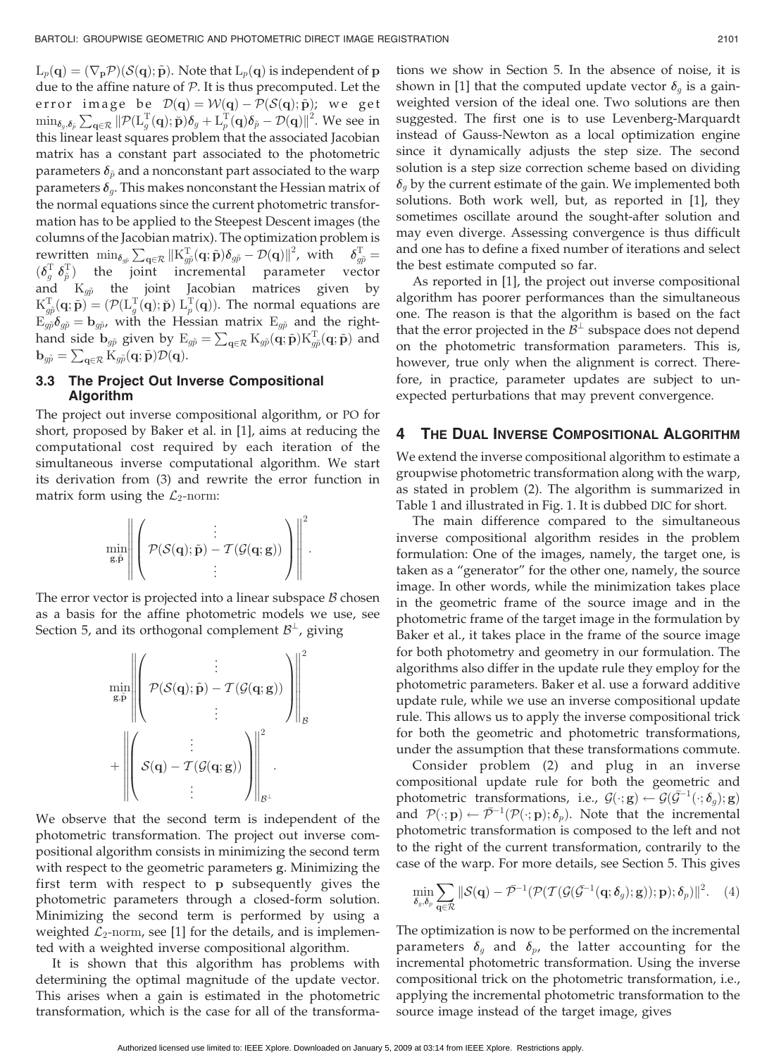$L_p(\mathbf{q}) = (\nabla_{\mathbf{p}}\mathcal{P})(\mathcal{S}(\mathbf{q}); \tilde{\mathbf{p}})$. Note that $L_p(\mathbf{q})$ is independent of $\mathbf{p}$ due to the affine nature of $\mathcal{P}$. It is thus precomputed. Let the error image be $\mathcal{D}(\mathbf{q}) = \mathcal{W}(\mathbf{q}) - \mathcal{P}(\mathcal{S}(\mathbf{q}); \tilde{\mathbf{p}})$; we get $\min_{\boldsymbol{\delta}_g, \boldsymbol{\delta}_{\tilde{p}}} \sum_{\mathbf{q}\in\mathcal{R}} \|\mathcal{P}(L_g^{\mathrm{T}}(\mathbf{q}); \check{\mathbf{p}})\boldsymbol{\delta}_g + L_p^{\mathrm{T}}(\mathbf{q})\boldsymbol{\delta}_{\tilde{p}} - \mathcal{D}(\mathbf{q})\|^2$. We see in this linear least squares problem that the associated Jacobian matrix has a constant part associated to the photometric parameters $\boldsymbol{\delta}_{\tilde{p}}$ and a nonconstant part associated to the warp parameters $\boldsymbol{\delta}_g$. This makes nonconstant the Hessian matrix of the normal equations since the current photometric transformation has to be applied to the Steepest Descent images (the columns of the Jacobian matrix). The optimization problem is rewritten $\min_{\boldsymbol{\delta}_{g\tilde{p}}} \sum_{\mathbf{q}\in\mathcal{R}} \|K_{g\tilde{p}}^{\mathrm{T}}(\mathbf{q}; \tilde{\mathbf{p}})\boldsymbol{\delta}_{g\tilde{p}} - \mathcal{D}(\mathbf{q})\|^2$, with $\boldsymbol{\delta}_{g\tilde{p}}^{\mathrm{T}} = (\boldsymbol{\delta}_g^{\mathrm{T}}\ \boldsymbol{\delta}_{\tilde{p}}^{\mathrm{T}})$ the joint incremental parameter vector and $K_{g\tilde{p}}$ the joint Jacobian matrices given by $K_{g\tilde{p}}^{\mathrm{T}}(\mathbf{q}; \tilde{\mathbf{p}}) = (\mathcal{P}(L_g^{\mathrm{T}}(\mathbf{q}); \check{\mathbf{p}})\ L_p^{\mathrm{T}}(\mathbf{q}))$. The normal equations are $E_{g\tilde{p}}\boldsymbol{\delta}_{g\tilde{p}} = \mathbf{b}_{g\tilde{p}}$, with the Hessian matrix $E_{g\tilde{p}}$ and the right-hand side $\mathbf{b}_{g\tilde{p}}$ given by $E_{g\tilde{p}} = \sum_{\mathbf{q}\in\mathcal{R}} K_{g\tilde{p}}(\mathbf{q}; \tilde{\mathbf{p}})K_{g\tilde{p}}^{\mathrm{T}}(\mathbf{q}; \tilde{\mathbf{p}})$ and $\mathbf{b}_{g\tilde{p}} = \sum_{\mathbf{q}\in\mathcal{R}} K_{g\tilde{p}}(\mathbf{q}; \tilde{\mathbf{p}})\mathcal{D}(\mathbf{q})$.

### 3.3 The Project Out Inverse Compositional Algorithm

The project out inverse compositional algorithm, or PO for short, proposed by Baker et al. in [1], aims at reducing the computational cost required by each iteration of the simultaneous inverse computational algorithm. We start its derivation from (3) and rewrite the error function in matrix form using the $\mathcal{L}_2$-norm:

$$\min_{\mathbf{g},\tilde{\mathbf{p}}} \left\| \begin{pmatrix} \vdots \\ \mathcal{P}(\mathcal{S}(\mathbf{q}); \tilde{\mathbf{p}}) - \mathcal{T}(\mathcal{G}(\mathbf{q}; \mathbf{g})) \\ \vdots \end{pmatrix} \right\|^2.$$

The error vector is projected into a linear subspace $\mathcal{B}$ chosen as a basis for the affine photometric models we use, see Section 5, and its orthogonal complement $\mathcal{B}^{\perp}$, giving

$$\min_{\mathbf{g},\tilde{\mathbf{p}}} \left\| \begin{pmatrix} \vdots \\ \mathcal{P}(\mathcal{S}(\mathbf{q}); \tilde{\mathbf{p}}) - \mathcal{T}(\mathcal{G}(\mathbf{q}; \mathbf{g})) \\ \vdots \end{pmatrix} \right\|_{\mathcal{B}}^2 + \left\| \begin{pmatrix} \vdots \\ \mathcal{S}(\mathbf{q}) - \mathcal{T}(\mathcal{G}(\mathbf{q}; \mathbf{g})) \\ \vdots \end{pmatrix} \right\|_{\mathcal{B}^{\perp}}^2.$$

We observe that the second term is independent of the photometric transformation. The project out inverse compositional algorithm consists in minimizing the second term with respect to the geometric parameters $\mathbf{g}$. Minimizing the first term with respect to $\mathbf{p}$ subsequently gives the photometric parameters through a closed-form solution. Minimizing the second term is performed by using a weighted $\mathcal{L}_2$-norm, see [1] for the details, and is implemented with a weighted inverse compositional algorithm.

It is shown that this algorithm has problems with determining the optimal magnitude of the update vector. This arises when a gain is estimated in the photometric transformation, which is the case for all of the transformations we show in Section 5. In the absence of noise, it is shown in [1] that the computed update vector $\boldsymbol{\delta}_g$ is a gain-weighted version of the ideal one. Two solutions are then suggested. The first one is to use Levenberg-Marquardt instead of Gauss-Newton as a local optimization engine since it dynamically adjusts the step size. The second solution is a step size correction scheme based on dividing $\boldsymbol{\delta}_g$ by the current estimate of the gain. We implemented both solutions. Both work well, but, as reported in [1], they sometimes oscillate around the sought-after solution and may even diverge. Assessing convergence is thus difficult and one has to define a fixed number of iterations and select the best estimate computed so far.

As reported in [1], the project out inverse compositional algorithm has poorer performances than the simultaneous one. The reason is that the algorithm is based on the fact that the error projected in the $\mathcal{B}^{\perp}$ subspace does not depend on the photometric transformation parameters. This is, however, true only when the alignment is correct. Therefore, in practice, parameter updates are subject to unexpected perturbations that may prevent convergence.

## 4 The Dual Inverse Compositional Algorithm

We extend the inverse compositional algorithm to estimate a groupwise photometric transformation along with the warp, as stated in problem (2). The algorithm is summarized in Table 1 and illustrated in Fig. 1. It is dubbed DIC for short.

The main difference compared to the simultaneous inverse compositional algorithm resides in the problem formulation: One of the images, namely, the target one, is taken as a "generator" for the other one, namely, the source image. In other words, while the minimization takes place in the geometric frame of the source image and in the photometric frame of the target image in the formulation by Baker et al., it takes place in the frame of the source image for both photometry and geometry in our formulation. The algorithms also differ in the update rule they employ for the photometric parameters. Baker et al. use a forward additive update rule, while we use an inverse compositional update rule. This allows us to apply the inverse compositional trick for both the geometric and photometric transformations, under the assumption that these transformations commute.

Consider problem (2) and plug in an inverse compositional update rule for both the geometric and photometric transformations, i.e., $\mathcal{G}(\cdot; \mathbf{g}) \leftarrow \mathcal{G}(\bar{\mathcal{G}}^{-1}(\cdot; \boldsymbol{\delta}_g); \mathbf{g})$ and $\mathcal{P}(\cdot; \mathbf{p}) \leftarrow \bar{\mathcal{P}}^{-1}(\mathcal{P}(\cdot; \mathbf{p}); \boldsymbol{\delta}_p)$. Note that the incremental photometric transformation is composed to the left and not to the right of the current transformation, contrarily to the case of the warp. For more details, see Section 5. This gives

$$\min_{\boldsymbol{\delta}_g, \boldsymbol{\delta}_p} \sum_{\mathbf{q}\in\mathcal{R}} \|\mathcal{S}(\mathbf{q}) - \bar{\mathcal{P}}^{-1}(\mathcal{P}(\mathcal{T}(\mathcal{G}(\bar{\mathcal{G}}^{-1}(\mathbf{q}; \boldsymbol{\delta}_g); \mathbf{g})); \mathbf{p}); \boldsymbol{\delta}_p)\|^2. \quad (4)$$

The optimization is now to be performed on the incremental parameters $\boldsymbol{\delta}_g$ and $\boldsymbol{\delta}_p$, the latter accounting for the incremental photometric transformation. Using the inverse compositional trick on the photometric transformation, i.e., applying the incremental photometric transformation to the source image instead of the target image, gives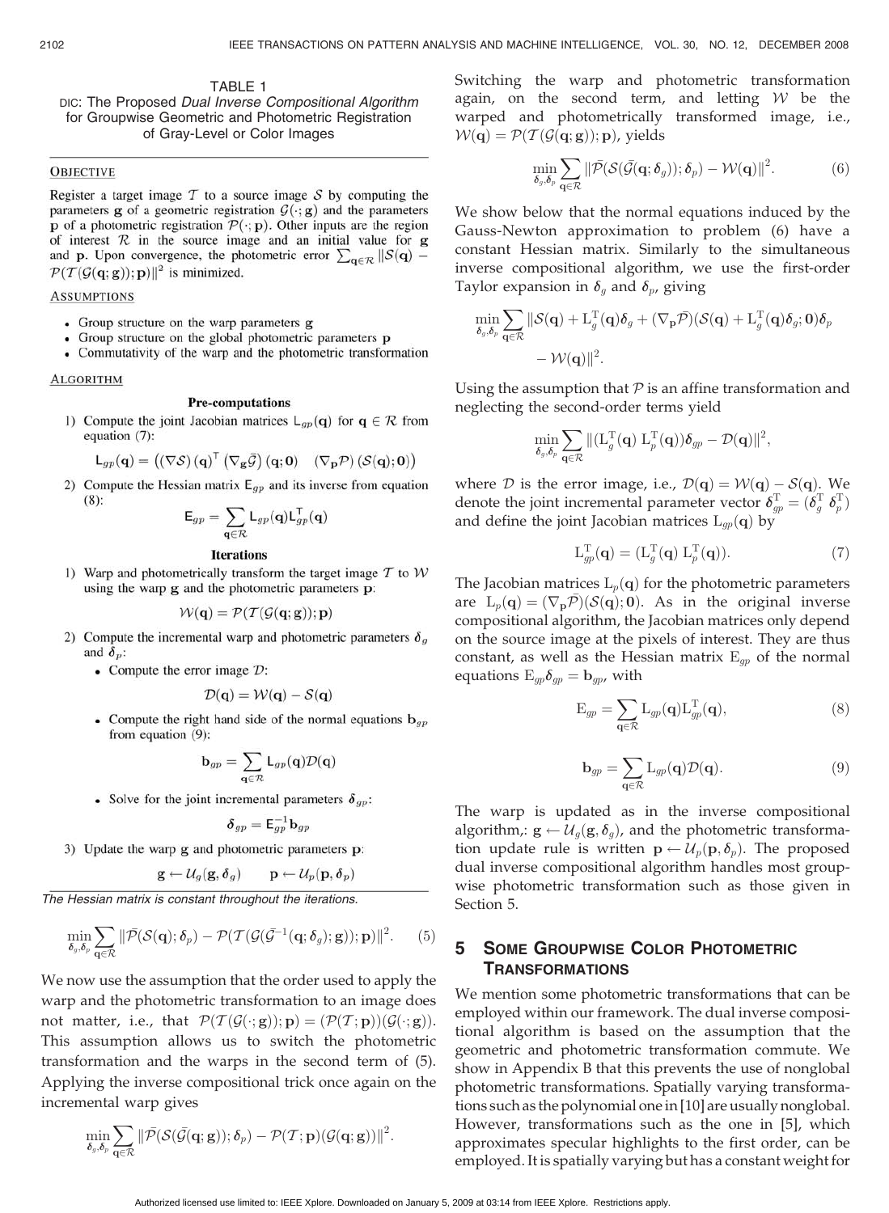TABLE 1
DIC: The Proposed *Dual Inverse Compositional Algorithm* for Groupwise Geometric and Photometric Registration of Gray-Level or Color Images

**OBJECTIVE**

Register a target image $\mathcal{T}$ to a source image $\mathcal{S}$ by computing the parameters $\mathbf{g}$ of a geometric registration $\mathcal{G}(\cdot;\mathbf{g})$ and the parameters $\mathbf{p}$ of a photometric registration $\mathcal{P}(\cdot;\mathbf{p})$. Other inputs are the region of interest $\mathcal{R}$ in the source image and an initial value for $\mathbf{g}$ and $\mathbf{p}$. Upon convergence, the photometric error $\sum_{\mathbf{q}\in\mathcal{R}} \|\mathcal{S}(\mathbf{q}) - \mathcal{P}(\mathcal{T}(\mathcal{G}(\mathbf{q};\mathbf{g}));\mathbf{p})\|^2$ is minimized.

**ASSUMPTIONS**

- Group structure on the warp parameters $\mathbf{g}$
- Group structure on the global photometric parameters $\mathbf{p}$
- Commutativity of the warp and the photometric transformation

**ALGORITHM**

**Pre-computations**

1) Compute the joint Jacobian matrices $\mathsf{L}_{gp}(\mathbf{q})$ for $\mathbf{q} \in \mathcal{R}$ from equation (7):

$$\mathsf{L}_{gp}(\mathbf{q}) = \left( (\nabla \mathcal{S})(\mathbf{q})^\top \left(\nabla_{\mathbf{g}} \bar{\mathcal{G}}\right)(\mathbf{q};\mathbf{0}) \quad (\nabla_{\mathbf{p}} \mathcal{P})(\mathcal{S}(\mathbf{q});\mathbf{0}) \right)$$

2) Compute the Hessian matrix $\mathsf{E}_{gp}$ and its inverse from equation (8):

$$\mathsf{E}_{gp} = \sum_{\mathbf{q}\in\mathcal{R}} \mathsf{L}_{gp}(\mathbf{q}) \mathsf{L}_{gp}^\top(\mathbf{q})$$

**Iterations**

1) Warp and photometrically transform the target image $\mathcal{T}$ to $\mathcal{W}$ using the warp $\mathbf{g}$ and the photometric parameters $\mathbf{p}$:

$$\mathcal{W}(\mathbf{q}) = \mathcal{P}(\mathcal{T}(\mathcal{G}(\mathbf{q};\mathbf{g}));\mathbf{p})$$

2) Compute the incremental warp and photometric parameters $\boldsymbol{\delta}_g$ and $\boldsymbol{\delta}_p$:

- Compute the error image $\mathcal{D}$:

$$\mathcal{D}(\mathbf{q}) = \mathcal{W}(\mathbf{q}) - \mathcal{S}(\mathbf{q})$$

- Compute the right hand side of the normal equations $\mathbf{b}_{gp}$ from equation (9):

$$\mathbf{b}_{gp} = \sum_{\mathbf{q}\in\mathcal{R}} \mathsf{L}_{gp}(\mathbf{q}) \mathcal{D}(\mathbf{q})$$

- Solve for the joint incremental parameters $\boldsymbol{\delta}_{gp}$:

$$\boldsymbol{\delta}_{gp} = \mathsf{E}_{gp}^{-1} \mathbf{b}_{gp}$$

3) Update the warp $\mathbf{g}$ and photometric parameters $\mathbf{p}$:

$$\mathbf{g} \leftarrow \mathcal{U}_g(\mathbf{g}, \boldsymbol{\delta}_g) \qquad \mathbf{p} \leftarrow \mathcal{U}_p(\mathbf{p}, \boldsymbol{\delta}_p)$$

*The Hessian matrix is constant throughout the iterations.*

$$\min_{\boldsymbol{\delta}_g,\boldsymbol{\delta}_p} \sum_{\mathbf{q}\in\mathcal{R}} \|\bar{\mathcal{P}}(\mathcal{S}(\mathbf{q});\boldsymbol{\delta}_p) - \mathcal{P}(\mathcal{T}(\mathcal{G}(\bar{\mathcal{G}}^{-1}(\mathbf{q};\boldsymbol{\delta}_g);\mathbf{g}));\mathbf{p})\|^2. \tag{5}$$

We now use the assumption that the order used to apply the warp and the photometric transformation to an image does not matter, i.e., that $\mathcal{P}(\mathcal{T}(\mathcal{G}(\cdot;\mathbf{g}));\mathbf{p}) = (\mathcal{P}(\mathcal{T};\mathbf{p}))(\mathcal{G}(\cdot;\mathbf{g}))$. This assumption allows us to switch the photometric transformation and the warps in the second term of (5). Applying the inverse compositional trick once again on the incremental warp gives

$$\min_{\boldsymbol{\delta}_g,\boldsymbol{\delta}_p} \sum_{\mathbf{q}\in\mathcal{R}} \|\bar{\mathcal{P}}(\mathcal{S}(\bar{\mathcal{G}}(\mathbf{q};\mathbf{g}));\boldsymbol{\delta}_p) - \mathcal{P}(\mathcal{T};\mathbf{p})(\mathcal{G}(\mathbf{q};\mathbf{g}))\|^2.$$

Switching the warp and photometric transformation again, on the second term, and letting $\mathcal{W}$ be the warped and photometrically transformed image, i.e., $\mathcal{W}(\mathbf{q}) = \mathcal{P}(\mathcal{T}(\mathcal{G}(\mathbf{q};\mathbf{g}));\mathbf{p})$, yields

$$\min_{\boldsymbol{\delta}_g,\boldsymbol{\delta}_p} \sum_{\mathbf{q}\in\mathcal{R}} \|\bar{\mathcal{P}}(\mathcal{S}(\bar{\mathcal{G}}(\mathbf{q};\boldsymbol{\delta}_g));\boldsymbol{\delta}_p) - \mathcal{W}(\mathbf{q})\|^2. \tag{6}$$

We show below that the normal equations induced by the Gauss-Newton approximation to problem (6) have a constant Hessian matrix. Similarly to the simultaneous inverse compositional algorithm, we use the first-order Taylor expansion in $\boldsymbol{\delta}_g$ and $\boldsymbol{\delta}_p$, giving

$$\min_{\boldsymbol{\delta}_g,\boldsymbol{\delta}_p} \sum_{\mathbf{q}\in\mathcal{R}} \|\mathcal{S}(\mathbf{q}) + \mathrm{L}_g^{\mathrm{T}}(\mathbf{q})\boldsymbol{\delta}_g + (\nabla_{\mathbf{p}}\bar{\mathcal{P}})(\mathcal{S}(\mathbf{q}) + \mathrm{L}_g^{\mathrm{T}}(\mathbf{q})\boldsymbol{\delta}_g;\mathbf{0})\boldsymbol{\delta}_p - \mathcal{W}(\mathbf{q})\|^2.$$

Using the assumption that $\mathcal{P}$ is an affine transformation and neglecting the second-order terms yield

$$\min_{\boldsymbol{\delta}_g,\boldsymbol{\delta}_p} \sum_{\mathbf{q}\in\mathcal{R}} \|(\mathrm{L}_g^{\mathrm{T}}(\mathbf{q}) \; \mathrm{L}_p^{\mathrm{T}}(\mathbf{q}))\boldsymbol{\delta}_{gp} - \mathcal{D}(\mathbf{q})\|^2,$$

where $\mathcal{D}$ is the error image, i.e., $\mathcal{D}(\mathbf{q}) = \mathcal{W}(\mathbf{q}) - \mathcal{S}(\mathbf{q})$. We denote the joint incremental parameter vector $\boldsymbol{\delta}_{gp}^{\mathrm{T}} = (\boldsymbol{\delta}_g^{\mathrm{T}} \; \boldsymbol{\delta}_p^{\mathrm{T}})$ and define the joint Jacobian matrices $\mathrm{L}_{gp}(\mathbf{q})$ by

$$\mathrm{L}_{gp}^{\mathrm{T}}(\mathbf{q}) = (\mathrm{L}_g^{\mathrm{T}}(\mathbf{q}) \; \mathrm{L}_p^{\mathrm{T}}(\mathbf{q})). \tag{7}$$

The Jacobian matrices $\mathrm{L}_p(\mathbf{q})$ for the photometric parameters are $\mathrm{L}_p(\mathbf{q}) = (\nabla_{\mathbf{p}}\bar{\mathcal{P}})(\mathcal{S}(\mathbf{q});\mathbf{0})$. As in the original inverse compositional algorithm, the Jacobian matrices only depend on the source image at the pixels of interest. They are thus constant, as well as the Hessian matrix $\mathrm{E}_{gp}$ of the normal equations $\mathrm{E}_{gp}\boldsymbol{\delta}_{gp} = \mathbf{b}_{gp}$, with

$$\mathrm{E}_{gp} = \sum_{\mathbf{q}\in\mathcal{R}} \mathrm{L}_{gp}(\mathbf{q})\mathrm{L}_{gp}^{\mathrm{T}}(\mathbf{q}), \tag{8}$$

$$\mathbf{b}_{gp} = \sum_{\mathbf{q}\in\mathcal{R}} \mathrm{L}_{gp}(\mathbf{q})\mathcal{D}(\mathbf{q}). \tag{9}$$

The warp is updated as in the inverse compositional algorithm,: $\mathbf{g} \leftarrow \mathcal{U}_g(\mathbf{g}, \boldsymbol{\delta}_g)$, and the photometric transformation update rule is written $\mathbf{p} \leftarrow \mathcal{U}_p(\mathbf{p}, \boldsymbol{\delta}_p)$. The proposed dual inverse compositional algorithm handles most groupwise photometric transformation such as those given in Section 5.

## 5 Some Groupwise Color Photometric Transformations

We mention some photometric transformations that can be employed within our framework. The dual inverse compositional algorithm is based on the assumption that the geometric and photometric transformation commute. We show in Appendix B that this prevents the use of nonglobal photometric transformations. Spatially varying transformations such as the polynomial one in [10] are usually nonglobal. However, transformations such as the one in [5], which approximates specular highlights to the first order, can be employed. It is spatially varying but has a constant weight for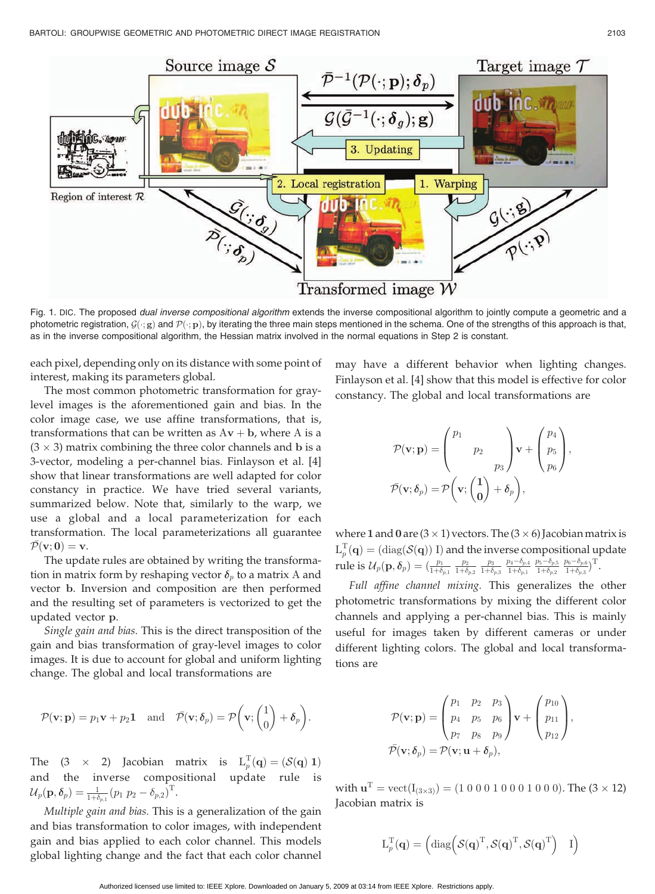Fig. 1. DIC. The proposed *dual inverse compositional algorithm* extends the inverse compositional algorithm to jointly compute a geometric and a photometric registration, $\mathcal{G}(\cdot;\mathbf{g})$ and $\mathcal{P}(\cdot;\mathbf{p})$, by iterating the three main steps mentioned in the schema. One of the strengths of this approach is that, as in the inverse compositional algorithm, the Hessian matrix involved in the normal equations in Step 2 is constant.

each pixel, depending only on its distance with some point of interest, making its parameters global.

The most common photometric transformation for gray-level images is the aforementioned gain and bias. In the color image case, we use affine transformations, that is, transformations that can be written as $\mathrm{A}\mathbf{v} + \mathbf{b}$, where A is a $(3 \times 3)$ matrix combining the three color channels and $\mathbf{b}$ is a 3-vector, modeling a per-channel bias. Finlayson et al. [4] show that linear transformations are well adapted for color constancy in practice. We have tried several variants, summarized below. Note that, similarly to the warp, we use a global and a local parameterization for each transformation. The local parameterizations all guarantee $\bar{\mathcal{P}}(\mathbf{v};\mathbf{0}) = \mathbf{v}$.

The update rules are obtained by writing the transformation in matrix form by reshaping vector $\boldsymbol{\delta}_p$ to a matrix A and vector $\mathbf{b}$. Inversion and composition are then performed and the resulting set of parameters is vectorized to get the updated vector $\mathbf{p}$.

*Single gain and bias.* This is the direct transposition of the gain and bias transformation of gray-level images to color images. It is due to account for global and uniform lighting change. The global and local transformations are

$$\mathcal{P}(\mathbf{v};\mathbf{p}) = p_1\mathbf{v} + p_2\mathbf{1} \quad \text{and} \quad \bar{\mathcal{P}}(\mathbf{v};\boldsymbol{\delta}_p) = \mathcal{P}\left(\mathbf{v};\begin{pmatrix}1\\0\end{pmatrix} + \boldsymbol{\delta}_p\right).$$

The $(3 \times 2)$ Jacobian matrix is $\mathrm{L}_p^{\mathsf{T}}(\mathbf{q}) = (\mathcal{S}(\mathbf{q})\ \mathbf{1})$ and the inverse compositional update rule is $\mathcal{U}_p(\mathbf{p},\boldsymbol{\delta}_p) = \frac{1}{1+\delta_{p,1}}(p_1\ p_2 - \delta_{p,2})^{\mathsf{T}}$.

*Multiple gain and bias.* This is a generalization of the gain and bias transformation to color images, with independent gain and bias applied to each color channel. This models global lighting change and the fact that each color channel may have a different behavior when lighting changes. Finlayson et al. [4] show that this model is effective for color constancy. The global and local transformations are

$$\mathcal{P}(\mathbf{v};\mathbf{p}) = \begin{pmatrix} p_1 & & \\ & p_2 & \\ & & p_3 \end{pmatrix}\mathbf{v} + \begin{pmatrix} p_4 \\ p_5 \\ p_6 \end{pmatrix},$$

$$\bar{\mathcal{P}}(\mathbf{v};\boldsymbol{\delta}_p) = \mathcal{P}\left(\mathbf{v};\begin{pmatrix}\mathbf{1}\\ \mathbf{0}\end{pmatrix} + \boldsymbol{\delta}_p\right),$$

where $\mathbf{1}$ and $\mathbf{0}$ are $(3 \times 1)$ vectors. The $(3 \times 6)$ Jacobian matrix is $\mathrm{L}_p^{\mathsf{T}}(\mathbf{q}) = (\mathrm{diag}(\mathcal{S}(\mathbf{q}))\ \mathrm{I})$ and the inverse compositional update rule is $\mathcal{U}_p(\mathbf{p},\boldsymbol{\delta}_p) = \left(\frac{p_1}{1+\delta_{p,1}}\ \frac{p_2}{1+\delta_{p,2}}\ \frac{p_3}{1+\delta_{p,3}}\ \frac{p_4-\delta_{p,4}}{1+\delta_{p,1}}\ \frac{p_5-\delta_{p,5}}{1+\delta_{p,2}}\ \frac{p_6-\delta_{p,6}}{1+\delta_{p,3}}\right)^{\mathsf{T}}$.

*Full affine channel mixing.* This generalizes the other photometric transformations by mixing the different color channels and applying a per-channel bias. This is mainly useful for images taken by different cameras or under different lighting colors. The global and local transformations are

$$\mathcal{P}(\mathbf{v};\mathbf{p}) = \begin{pmatrix} p_1 & p_2 & p_3 \\ p_4 & p_5 & p_6 \\ p_7 & p_8 & p_9 \end{pmatrix}\mathbf{v} + \begin{pmatrix} p_{10} \\ p_{11} \\ p_{12} \end{pmatrix},$$

$$\bar{\mathcal{P}}(\mathbf{v};\boldsymbol{\delta}_p) = \mathcal{P}(\mathbf{v};\mathbf{u} + \boldsymbol{\delta}_p),$$

with $\mathbf{u}^{\mathsf{T}} = \mathrm{vect}(\mathrm{I}_{(3\times 3)}) = (1\ 0\ 0\ 0\ 1\ 0\ 0\ 0\ 1\ 0\ 0\ 0)$. The $(3 \times 12)$ Jacobian matrix is

$$\mathrm{L}_p^{\mathsf{T}}(\mathbf{q}) = \left(\mathrm{diag}\left(\mathcal{S}(\mathbf{q})^{\mathsf{T}}, \mathcal{S}(\mathbf{q})^{\mathsf{T}}, \mathcal{S}(\mathbf{q})^{\mathsf{T}}\right) \quad \mathrm{I}\right)$$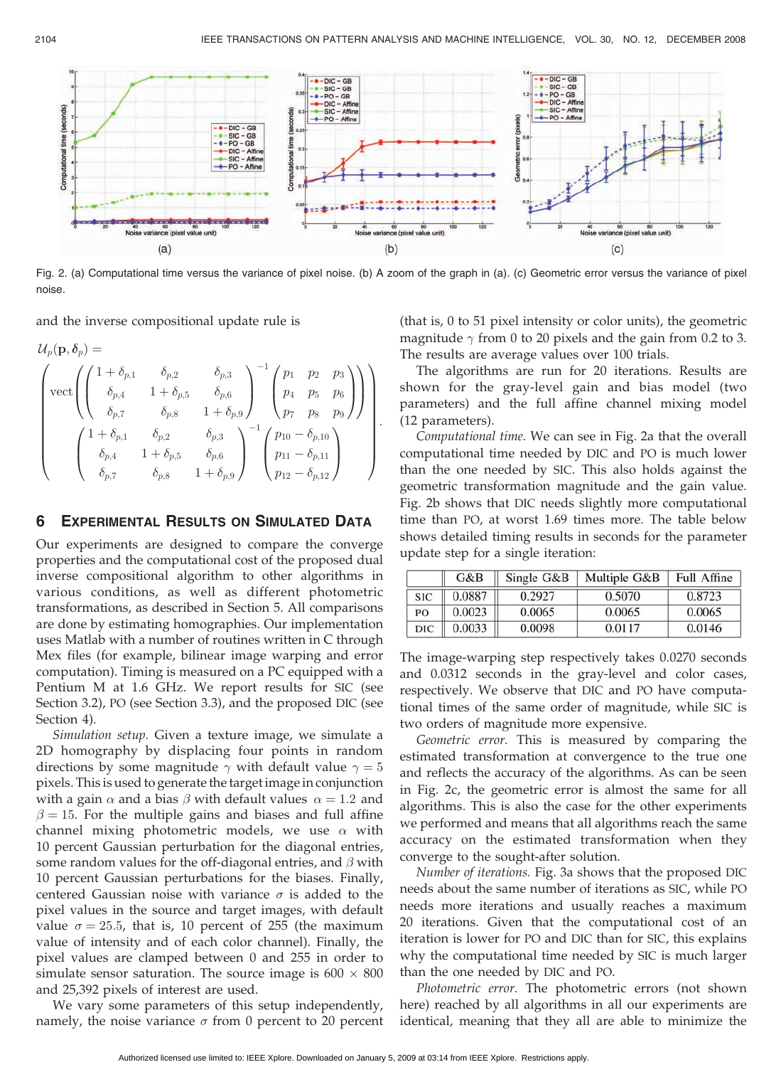Fig. 2. (a) Computational time versus the variance of pixel noise. (b) A zoom of the graph in (a). (c) Geometric error versus the variance of pixel noise.

and the inverse compositional update rule is

$$\mathcal{U}_p(\mathbf{p}, \delta_p) = \begin{pmatrix} \text{vect}\left(\begin{pmatrix} 1+\delta_{p,1} & \delta_{p,2} & \delta_{p,3} \\ \delta_{p,4} & 1+\delta_{p,5} & \delta_{p,6} \\ \delta_{p,7} & \delta_{p,8} & 1+\delta_{p,9} \end{pmatrix}^{-1} \begin{pmatrix} p_1 & p_2 & p_3 \\ p_4 & p_5 & p_6 \\ p_7 & p_8 & p_9 \end{pmatrix}\right) \\ \begin{pmatrix} 1+\delta_{p,1} & \delta_{p,2} & \delta_{p,3} \\ \delta_{p,4} & 1+\delta_{p,5} & \delta_{p,6} \\ \delta_{p,7} & \delta_{p,8} & 1+\delta_{p,9} \end{pmatrix}^{-1} \begin{pmatrix} p_{10} - \delta_{p,10} \\ p_{11} - \delta_{p,11} \\ p_{12} - \delta_{p,12} \end{pmatrix} \end{pmatrix}.$$

## 6 Experimental Results on Simulated Data

Our experiments are designed to compare the converge properties and the computational cost of the proposed dual inverse compositional algorithm to other algorithms in various conditions, as well as different photometric transformations, as described in Section 5. All comparisons are done by estimating homographies. Our implementation uses Matlab with a number of routines written in C through Mex files (for example, bilinear image warping and error computation). Timing is measured on a PC equipped with a Pentium M at 1.6 GHz. We report results for SIC (see Section 3.2), PO (see Section 3.3), and the proposed DIC (see Section 4).

*Simulation setup.* Given a texture image, we simulate a 2D homography by displacing four points in random directions by some magnitude $\gamma$ with default value $\gamma = 5$ pixels. This is used to generate the target image in conjunction with a gain $\alpha$ and a bias $\beta$ with default values $\alpha = 1.2$ and $\beta = 15$. For the multiple gains and biases and full affine channel mixing photometric models, we use $\alpha$ with 10 percent Gaussian perturbation for the diagonal entries, some random values for the off-diagonal entries, and $\beta$ with 10 percent Gaussian perturbations for the biases. Finally, centered Gaussian noise with variance $\sigma$ is added to the pixel values in the source and target images, with default value $\sigma = 25.5$, that is, 10 percent of 255 (the maximum value of intensity and of each color channel). Finally, the pixel values are clamped between 0 and 255 in order to simulate sensor saturation. The source image is $600 \times 800$ and 25,392 pixels of interest are used.

We vary some parameters of this setup independently, namely, the noise variance $\sigma$ from 0 percent to 20 percent (that is, 0 to 51 pixel intensity or color units), the geometric magnitude $\gamma$ from 0 to 20 pixels and the gain from 0.2 to 3. The results are average values over 100 trials.

The algorithms are run for 20 iterations. Results are shown for the gray-level gain and bias model (two parameters) and the full affine channel mixing model (12 parameters).

*Computational time.* We can see in Fig. 2a that the overall computational time needed by DIC and PO is much lower than the one needed by SIC. This also holds against the geometric transformation magnitude and the gain value. Fig. 2b shows that DIC needs slightly more computational time than PO, at worst 1.69 times more. The table below shows detailed timing results in seconds for the parameter update step for a single iteration:

| | G&B | Single G&B | Multiple G&B | Full Affine |
|---|---|---|---|---|
| SIC | 0.0887 | 0.2927 | 0.5070 | 0.8723 |
| PO | 0.0023 | 0.0065 | 0.0065 | 0.0065 |
| DIC | 0.0033 | 0.0098 | 0.0117 | 0.0146 |

The image-warping step respectively takes 0.0270 seconds and 0.0312 seconds in the gray-level and color cases, respectively. We observe that DIC and PO have computational times of the same order of magnitude, while SIC is two orders of magnitude more expensive.

*Geometric error.* This is measured by comparing the estimated transformation at convergence to the true one and reflects the accuracy of the algorithms. As can be seen in Fig. 2c, the geometric error is almost the same for all algorithms. This is also the case for the other experiments we performed and means that all algorithms reach the same accuracy on the estimated transformation when they converge to the sought-after solution.

*Number of iterations.* Fig. 3a shows that the proposed DIC needs about the same number of iterations as SIC, while PO needs more iterations and usually reaches a maximum 20 iterations. Given that the computational cost of an iteration is lower for PO and DIC than for SIC, this explains why the computational time needed by SIC is much larger than the one needed by DIC and PO.

*Photometric error.* The photometric errors (not shown here) reached by all algorithms in all our experiments are identical, meaning that they all are able to minimize the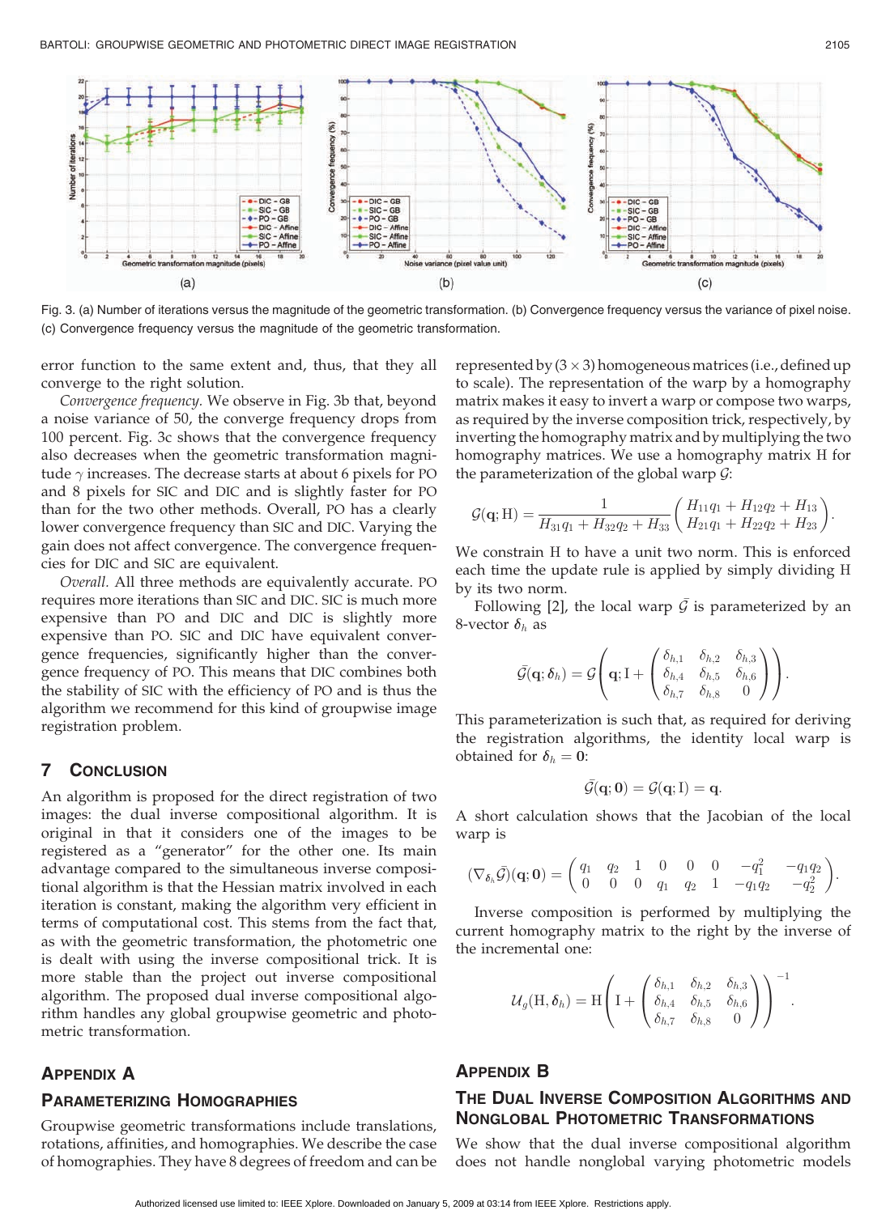Fig. 3. (a) Number of iterations versus the magnitude of the geometric transformation. (b) Convergence frequency versus the variance of pixel noise. (c) Convergence frequency versus the magnitude of the geometric transformation.

error function to the same extent and, thus, that they all converge to the right solution.

*Convergence frequency.* We observe in Fig. 3b that, beyond a noise variance of 50, the converge frequency drops from 100 percent. Fig. 3c shows that the convergence frequency also decreases when the geometric transformation magnitude $\gamma$ increases. The decrease starts at about 6 pixels for PO and 8 pixels for SIC and DIC and is slightly faster for PO than for the two other methods. Overall, PO has a clearly lower convergence frequency than SIC and DIC. Varying the gain does not affect convergence. The convergence frequencies for DIC and SIC are equivalent.

*Overall.* All three methods are equivalently accurate. PO requires more iterations than SIC and DIC. SIC is much more expensive than PO and DIC and DIC is slightly more expensive than PO. SIC and DIC have equivalent convergence frequencies, significantly higher than the convergence frequency of PO. This means that DIC combines both the stability of SIC with the efficiency of PO and is thus the algorithm we recommend for this kind of groupwise image registration problem.

## 7 Conclusion

An algorithm is proposed for the direct registration of two images: the dual inverse compositional algorithm. It is original in that it considers one of the images to be registered as a "generator" for the other one. Its main advantage compared to the simultaneous inverse compositional algorithm is that the Hessian matrix involved in each iteration is constant, making the algorithm very efficient in terms of computational cost. This stems from the fact that, as with the geometric transformation, the photometric one is dealt with using the inverse compositional trick. It is more stable than the project out inverse compositional algorithm. The proposed dual inverse compositional algorithm handles any global groupwise geometric and photometric transformation.

## Appendix A

## Parameterizing Homographies

Groupwise geometric transformations include translations, rotations, affinities, and homographies. We describe the case of homographies. They have 8 degrees of freedom and can be represented by $(3 \times 3)$ homogeneous matrices (i.e., defined up to scale). The representation of the warp by a homography matrix makes it easy to invert a warp or compose two warps, as required by the inverse composition trick, respectively, by inverting the homography matrix and by multiplying the two homography matrices. We use a homography matrix $\mathrm{H}$ for the parameterization of the global warp $\mathcal{G}$:

$$\mathcal{G}(\mathbf{q}; \mathrm{H}) = \frac{1}{H_{31}q_1 + H_{32}q_2 + H_{33}} \begin{pmatrix} H_{11}q_1 + H_{12}q_2 + H_{13} \\ H_{21}q_1 + H_{22}q_2 + H_{23} \end{pmatrix}.$$

We constrain $\mathrm{H}$ to have a unit two norm. This is enforced each time the update rule is applied by simply dividing $\mathrm{H}$ by its two norm.

Following [2], the local warp $\bar{\mathcal{G}}$ is parameterized by an 8-vector $\boldsymbol{\delta}_h$ as

$$\bar{\mathcal{G}}(\mathbf{q}; \boldsymbol{\delta}_h) = \mathcal{G}\left(\mathbf{q}; \mathrm{I} + \begin{pmatrix} \delta_{h,1} & \delta_{h,2} & \delta_{h,3} \\ \delta_{h,4} & \delta_{h,5} & \delta_{h,6} \\ \delta_{h,7} & \delta_{h,8} & 0 \end{pmatrix}\right).$$

This parameterization is such that, as required for deriving the registration algorithms, the identity local warp is obtained for $\boldsymbol{\delta}_h = \mathbf{0}$:

$$\bar{\mathcal{G}}(\mathbf{q}; \mathbf{0}) = \mathcal{G}(\mathbf{q}; \mathrm{I}) = \mathbf{q}.$$

A short calculation shows that the Jacobian of the local warp is

$$(\nabla_{\boldsymbol{\delta}_h} \bar{\mathcal{G}})(\mathbf{q}; \mathbf{0}) = \begin{pmatrix} q_1 & q_2 & 1 & 0 & 0 & 0 & -q_1^2 & -q_1 q_2 \\ 0 & 0 & 0 & q_1 & q_2 & 1 & -q_1 q_2 & -q_2^2 \end{pmatrix}.$$

Inverse composition is performed by multiplying the current homography matrix to the right by the inverse of the incremental one:

$$\mathcal{U}_g(\mathrm{H}, \boldsymbol{\delta}_h) = \mathrm{H}\left(\mathrm{I} + \begin{pmatrix} \delta_{h,1} & \delta_{h,2} & \delta_{h,3} \\ \delta_{h,4} & \delta_{h,5} & \delta_{h,6} \\ \delta_{h,7} & \delta_{h,8} & 0 \end{pmatrix}\right)^{-1}.$$

## Appendix B

## The Dual Inverse Composition Algorithms and Nonglobal Photometric Transformations

We show that the dual inverse compositional algorithm does not handle nonglobal varying photometric models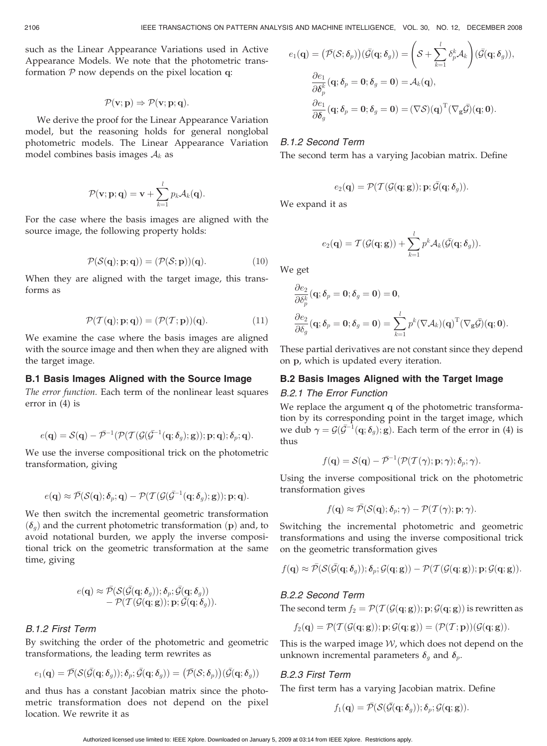such as the Linear Appearance Variations used in Active Appearance Models. We note that the photometric transformation $\mathcal{P}$ now depends on the pixel location $\mathbf{q}$:

$$\mathcal{P}(\mathbf{v};\mathbf{p}) \Rightarrow \mathcal{P}(\mathbf{v};\mathbf{p};\mathbf{q}).$$

We derive the proof for the Linear Appearance Variation model, but the reasoning holds for general nonglobal photometric models. The Linear Appearance Variation model combines basis images $\mathcal{A}_k$ as

$$\mathcal{P}(\mathbf{v};\mathbf{p};\mathbf{q}) = \mathbf{v} + \sum_{k=1}^{l} p_k \mathcal{A}_k(\mathbf{q}).$$

For the case where the basis images are aligned with the source image, the following property holds:

$$\mathcal{P}(\mathcal{S}(\mathbf{q});\mathbf{p};\mathbf{q})) = (\mathcal{P}(\mathcal{S};\mathbf{p}))(\mathbf{q}). \tag{10}$$

When they are aligned with the target image, this transforms as

$$\mathcal{P}(\mathcal{T}(\mathbf{q});\mathbf{p};\mathbf{q})) = (\mathcal{P}(\mathcal{T};\mathbf{p}))(\mathbf{q}). \tag{11}$$

We examine the case where the basis images are aligned with the source image and then when they are aligned with the target image.

### B.1 Basis Images Aligned with the Source Image

*The error function.* Each term of the nonlinear least squares error in (4) is

$$e(\mathbf{q}) = \mathcal{S}(\mathbf{q}) - \bar{\mathcal{P}}^{-1}(\mathcal{P}(\mathcal{T}(\mathcal{G}(\bar{\mathcal{G}}^{-1}(\mathbf{q};\boldsymbol{\delta}_g);\mathbf{g}));\mathbf{p};\mathbf{q});\boldsymbol{\delta}_p;\mathbf{q}).$$

We use the inverse compositional trick on the photometric transformation, giving

$$e(\mathbf{q}) \approx \bar{\mathcal{P}}(\mathcal{S}(\mathbf{q});\boldsymbol{\delta}_p;\mathbf{q}) - \mathcal{P}(\mathcal{T}(\mathcal{G}(\bar{\mathcal{G}}^{-1}(\mathbf{q};\boldsymbol{\delta}_g);\mathbf{g}));\mathbf{p};\mathbf{q}).$$

We then switch the incremental geometric transformation ($\boldsymbol{\delta}_g$) and the current photometric transformation ($\mathbf{p}$) and, to avoid notational burden, we apply the inverse compositional trick on the geometric transformation at the same time, giving

$$\begin{aligned} e(\mathbf{q}) \approx\ & \bar{\mathcal{P}}(\mathcal{S}(\bar{\mathcal{G}}(\mathbf{q};\boldsymbol{\delta}_g));\boldsymbol{\delta}_p;\bar{\mathcal{G}}(\mathbf{q};\boldsymbol{\delta}_g)) \\ & - \mathcal{P}(\mathcal{T}(\mathcal{G}(\mathbf{q};\mathbf{g}));\mathbf{p};\bar{\mathcal{G}}(\mathbf{q};\boldsymbol{\delta}_g)). \end{aligned}$$

#### B.1.2 First Term

By switching the order of the photometric and geometric transformations, the leading term rewrites as

$$e_1(\mathbf{q}) = \bar{\mathcal{P}}(\mathcal{S}(\bar{\mathcal{G}}(\mathbf{q};\boldsymbol{\delta}_g));\boldsymbol{\delta}_p;\bar{\mathcal{G}}(\mathbf{q};\boldsymbol{\delta}_g)) = \big(\bar{\mathcal{P}}(\mathcal{S};\boldsymbol{\delta}_p)\big)(\bar{\mathcal{G}}(\mathbf{q};\boldsymbol{\delta}_g))$$

and thus has a constant Jacobian matrix since the photometric transformation does not depend on the pixel location. We rewrite it as

$$\begin{aligned} e_1(\mathbf{q}) &= \big(\bar{\mathcal{P}}(\mathcal{S};\boldsymbol{\delta}_p)\big)(\bar{\mathcal{G}}(\mathbf{q};\boldsymbol{\delta}_g)) = \left(\mathcal{S} + \sum_{k=1}^{l} \delta_p^k \mathcal{A}_k\right)(\bar{\mathcal{G}}(\mathbf{q};\boldsymbol{\delta}_g)), \\ \frac{\partial e_1}{\partial \boldsymbol{\delta}_p^k}&(\mathbf{q};\boldsymbol{\delta}_p = \mathbf{0};\boldsymbol{\delta}_g = \mathbf{0}) = \mathcal{A}_k(\mathbf{q}), \\ \frac{\partial e_1}{\partial \boldsymbol{\delta}_g}&(\mathbf{q};\boldsymbol{\delta}_p = \mathbf{0};\boldsymbol{\delta}_g = \mathbf{0}) = (\nabla \mathcal{S})(\mathbf{q})^{\mathrm{T}}(\nabla_{\mathbf{g}}\bar{\mathcal{G}})(\mathbf{q};\mathbf{0}). \end{aligned}$$

#### B.1.2 Second Term

The second term has a varying Jacobian matrix. Define

$$e_2(\mathbf{q}) = \mathcal{P}(\mathcal{T}(\mathcal{G}(\mathbf{q};\mathbf{g}));\mathbf{p};\bar{\mathcal{G}}(\mathbf{q};\boldsymbol{\delta}_g)).$$

We expand it as

$$e_2(\mathbf{q}) = \mathcal{T}(\mathcal{G}(\mathbf{q};\mathbf{g})) + \sum_{k=1}^{l} p^k \mathcal{A}_k(\bar{\mathcal{G}}(\mathbf{q};\boldsymbol{\delta}_g)).$$

We get

$$\begin{aligned} &\frac{\partial e_2}{\partial \boldsymbol{\delta}_p^k}(\mathbf{q};\boldsymbol{\delta}_p = \mathbf{0};\boldsymbol{\delta}_g = \mathbf{0}) = \mathbf{0}, \\ &\frac{\partial e_2}{\partial \boldsymbol{\delta}_g}(\mathbf{q};\boldsymbol{\delta}_p = \mathbf{0};\boldsymbol{\delta}_g = \mathbf{0}) = \sum_{k=1}^{l} p^k (\nabla \mathcal{A}_k)(\mathbf{q})^{\mathrm{T}}(\nabla_{\mathbf{g}}\bar{\mathcal{G}})(\mathbf{q};\mathbf{0}). \end{aligned}$$

These partial derivatives are not constant since they depend on $\mathbf{p}$, which is updated every iteration.

### B.2 Basis Images Aligned with the Target Image

#### B.2.1 The Error Function

We replace the argument $\mathbf{q}$ of the photometric transformation by its corresponding point in the target image, which we dub $\boldsymbol{\gamma} = \mathcal{G}(\bar{\mathcal{G}}^{-1}(\mathbf{q};\boldsymbol{\delta}_g);\mathbf{g})$. Each term of the error in (4) is thus

$$f(\mathbf{q}) = \mathcal{S}(\mathbf{q}) - \bar{\mathcal{P}}^{-1}(\mathcal{P}(\mathcal{T}(\boldsymbol{\gamma});\mathbf{p};\boldsymbol{\gamma});\boldsymbol{\delta}_p;\boldsymbol{\gamma}).$$

Using the inverse compositional trick on the photometric transformation gives

$$f(\mathbf{q}) \approx \bar{\mathcal{P}}(\mathcal{S}(\mathbf{q});\boldsymbol{\delta}_p;\boldsymbol{\gamma}) - \mathcal{P}(\mathcal{T}(\boldsymbol{\gamma});\mathbf{p};\boldsymbol{\gamma}).$$

Switching the incremental photometric and geometric transformations and using the inverse compositional trick on the geometric transformation gives

$$f(\mathbf{q}) \approx \bar{\mathcal{P}}(\mathcal{S}(\bar{\mathcal{G}}(\mathbf{q};\boldsymbol{\delta}_g));\boldsymbol{\delta}_p;\mathcal{G}(\mathbf{q};\mathbf{g})) - \mathcal{P}(\mathcal{T}(\mathcal{G}(\mathbf{q};\mathbf{g}));\mathbf{p};\mathcal{G}(\mathbf{q};\mathbf{g})).$$

#### B.2.2 Second Term

The second term $f_2 = \mathcal{P}(\mathcal{T}(\mathcal{G}(\mathbf{q};\mathbf{g}));\mathbf{p};\mathcal{G}(\mathbf{q};\mathbf{g}))$ is rewritten as

$$f_2(\mathbf{q}) = \mathcal{P}(\mathcal{T}(\mathcal{G}(\mathbf{q};\mathbf{g}));\mathbf{p};\mathcal{G}(\mathbf{q};\mathbf{g})) = (\mathcal{P}(\mathcal{T};\mathbf{p}))(\mathcal{G}(\mathbf{q};\mathbf{g})).$$

This is the warped image $\mathcal{W}$, which does not depend on the unknown incremental parameters $\boldsymbol{\delta}_g$ and $\boldsymbol{\delta}_p$.

#### B.2.3 First Term

The first term has a varying Jacobian matrix. Define

$$f_1(\mathbf{q}) = \bar{\mathcal{P}}(\mathcal{S}(\bar{\mathcal{G}}(\mathbf{q};\boldsymbol{\delta}_g));\boldsymbol{\delta}_p;\mathcal{G}(\mathbf{q};\mathbf{g})).$$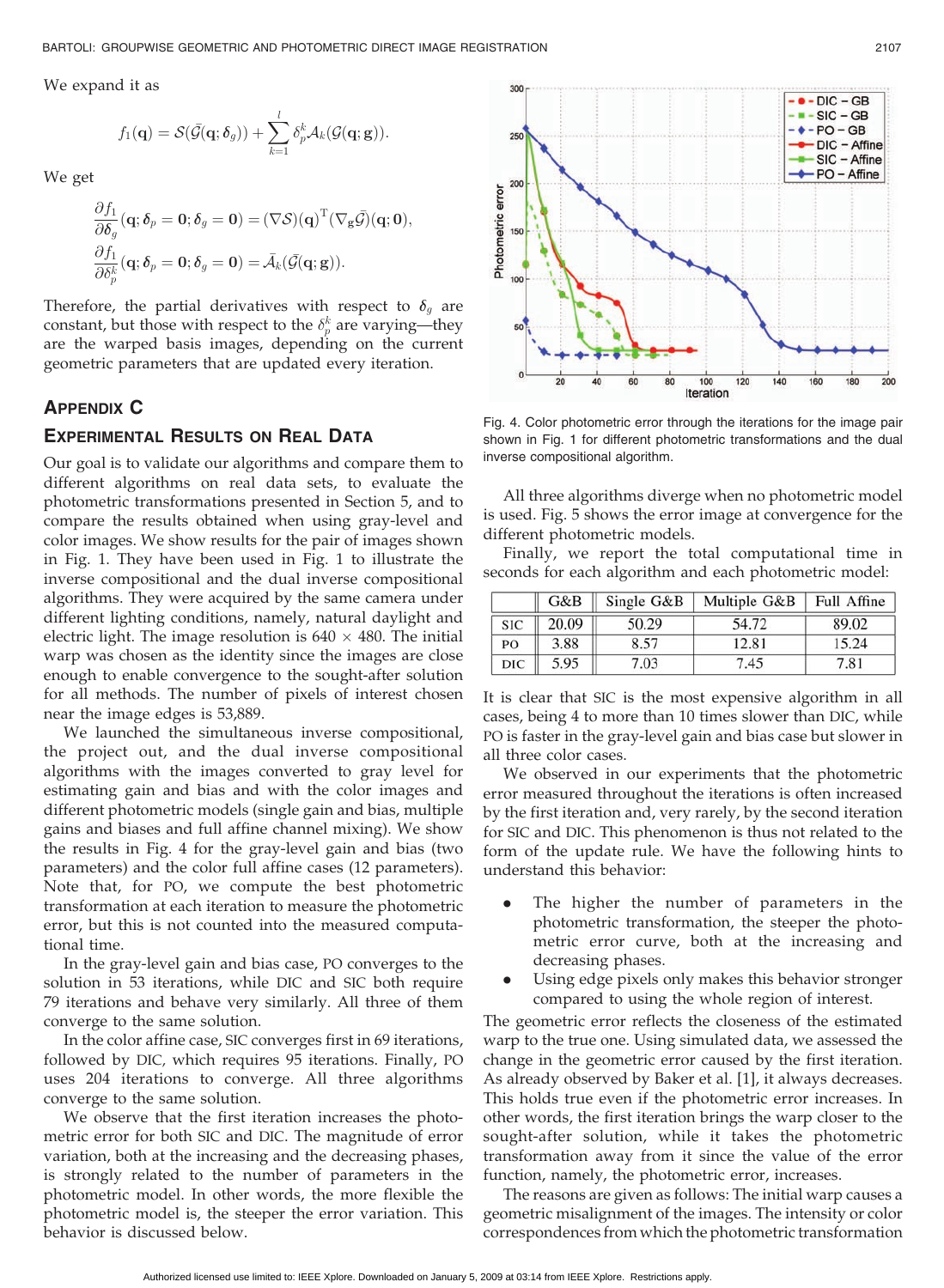We expand it as

$$f_1(\mathbf{q}) = \mathcal{S}(\bar{\mathcal{G}}(\mathbf{q};\delta_g)) + \sum_{k=1}^{l} \delta_p^k \mathcal{A}_k(\mathcal{G}(\mathbf{q};\mathbf{g})).$$

We get

$$\frac{\partial f_1}{\partial \delta_g}(\mathbf{q};\boldsymbol{\delta}_p = \mathbf{0};\boldsymbol{\delta}_g = \mathbf{0}) = (\nabla \mathcal{S})(\mathbf{q})^{\mathrm{T}}(\nabla_{\mathbf{g}}\bar{\mathcal{G}})(\mathbf{q};\mathbf{0}),$$

$$\frac{\partial f_1}{\partial \delta_p^k}(\mathbf{q};\boldsymbol{\delta}_p = \mathbf{0};\boldsymbol{\delta}_g = \mathbf{0}) = \bar{\mathcal{A}}_k(\bar{\mathcal{G}}(\mathbf{q};\mathbf{g})).$$

Therefore, the partial derivatives with respect to $\boldsymbol{\delta}_g$ are constant, but those with respect to the $\delta_p^k$ are varying—they are the warped basis images, depending on the current geometric parameters that are updated every iteration.

## Appendix C

## Experimental Results on Real Data

Our goal is to validate our algorithms and compare them to different algorithms on real data sets, to evaluate the photometric transformations presented in Section 5, and to compare the results obtained when using gray-level and color images. We show results for the pair of images shown in Fig. 1. They have been used in Fig. 1 to illustrate the inverse compositional and the dual inverse compositional algorithms. They were acquired by the same camera under different lighting conditions, namely, natural daylight and electric light. The image resolution is $640 \times 480$. The initial warp was chosen as the identity since the images are close enough to enable convergence to the sought-after solution for all methods. The number of pixels of interest chosen near the image edges is 53,889.

We launched the simultaneous inverse compositional, the project out, and the dual inverse compositional algorithms with the images converted to gray level for estimating gain and bias and with the color images and different photometric models (single gain and bias, multiple gains and biases and full affine channel mixing). We show the results in Fig. 4 for the gray-level gain and bias (two parameters) and the color full affine cases (12 parameters). Note that, for PO, we compute the best photometric transformation at each iteration to measure the photometric error, but this is not counted into the measured computational time.

In the gray-level gain and bias case, PO converges to the solution in 53 iterations, while DIC and SIC both require 79 iterations and behave very similarly. All three of them converge to the same solution.

In the color affine case, SIC converges first in 69 iterations, followed by DIC, which requires 95 iterations. Finally, PO uses 204 iterations to converge. All three algorithms converge to the same solution.

We observe that the first iteration increases the photometric error for both SIC and DIC. The magnitude of error variation, both at the increasing and the decreasing phases, is strongly related to the number of parameters in the photometric model. In other words, the more flexible the photometric model is, the steeper the error variation. This behavior is discussed below.

Fig. 4. Color photometric error through the iterations for the image pair shown in Fig. 1 for different photometric transformations and the dual inverse compositional algorithm.

All three algorithms diverge when no photometric model is used. Fig. 5 shows the error image at convergence for the different photometric models.

Finally, we report the total computational time in seconds for each algorithm and each photometric model:

| | G&B | Single G&B | Multiple G&B | Full Affine |
|---|---|---|---|---|
| SIC | 20.09 | 50.29 | 54.72 | 89.02 |
| PO | 3.88 | 8.57 | 12.81 | 15.24 |
| DIC | 5.95 | 7.03 | 7.45 | 7.81 |

It is clear that SIC is the most expensive algorithm in all cases, being 4 to more than 10 times slower than DIC, while PO is faster in the gray-level gain and bias case but slower in all three color cases.

We observed in our experiments that the photometric error measured throughout the iterations is often increased by the first iteration and, very rarely, by the second iteration for SIC and DIC. This phenomenon is thus not related to the form of the update rule. We have the following hints to understand this behavior:

- The higher the number of parameters in the photometric transformation, the steeper the photometric error curve, both at the increasing and decreasing phases.
- Using edge pixels only makes this behavior stronger compared to using the whole region of interest.

The geometric error reflects the closeness of the estimated warp to the true one. Using simulated data, we assessed the change in the geometric error caused by the first iteration. As already observed by Baker et al. [1], it always decreases. This holds true even if the photometric error increases. In other words, the first iteration brings the warp closer to the sought-after solution, while it takes the photometric transformation away from it since the value of the error function, namely, the photometric error, increases.

The reasons are given as follows: The initial warp causes a geometric misalignment of the images. The intensity or color correspondences from which the photometric transformation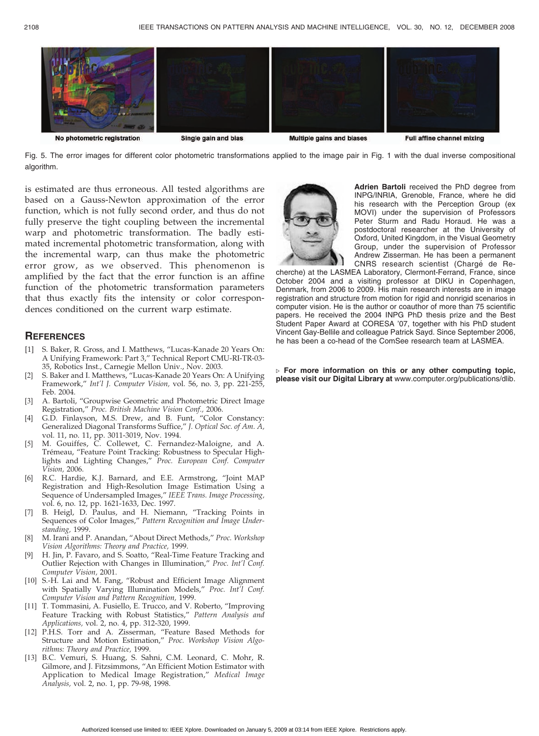No photometric registration

Single gain and bias

Multiple gains and biases

Full affine channel mixing

Fig. 5. The error images for different color photometric transformations applied to the image pair in Fig. 1 with the dual inverse compositional algorithm.

is estimated are thus erroneous. All tested algorithms are based on a Gauss-Newton approximation of the error function, which is not fully second order, and thus do not fully preserve the tight coupling between the incremental warp and photometric transformation. The badly estimated incremental photometric transformation, along with the incremental warp, can thus make the photometric error grow, as we observed. This phenomenon is amplified by the fact that the error function is an affine function of the photometric transformation parameters that thus exactly fits the intensity or color correspondences conditioned on the current warp estimate.

## References

[1] S. Baker, R. Gross, and I. Matthews, "Lucas-Kanade 20 Years On: A Unifying Framework: Part 3," Technical Report CMU-RI-TR-03-35, Robotics Inst., Carnegie Mellon Univ., Nov. 2003.

[2] S. Baker and I. Matthews, "Lucas-Kanade 20 Years On: A Unifying Framework," *Int'l J. Computer Vision,* vol. 56, no. 3, pp. 221-255, Feb. 2004.

[3] A. Bartoli, "Groupwise Geometric and Photometric Direct Image Registration," *Proc. British Machine Vision Conf.,* 2006.

[4] G.D. Finlayson, M.S. Drew, and B. Funt, "Color Constancy: Generalized Diagonal Transforms Suffice," *J. Optical Soc. of Am. A,* vol. 11, no. 11, pp. 3011-3019, Nov. 1994.

[5] M. Gouiffes, C. Collewet, C. Fernandez-Maloigne, and A. Trémeau, "Feature Point Tracking: Robustness to Specular Highlights and Lighting Changes," *Proc. European Conf. Computer Vision,* 2006.

[6] R.C. Hardie, K.J. Barnard, and E.E. Armstrong, "Joint MAP Registration and High-Resolution Image Estimation Using a Sequence of Undersampled Images," *IEEE Trans. Image Processing,* vol. 6, no. 12, pp. 1621-1633, Dec. 1997.

[7] B. Heigl, D. Paulus, and H. Niemann, "Tracking Points in Sequences of Color Images," *Pattern Recognition and Image Understanding,* 1999.

[8] M. Irani and P. Anandan, "About Direct Methods," *Proc. Workshop Vision Algorithms: Theory and Practice,* 1999.

[9] H. Jin, P. Favaro, and S. Soatto, "Real-Time Feature Tracking and Outlier Rejection with Changes in Illumination," *Proc. Int'l Conf. Computer Vision,* 2001.

[10] S.-H. Lai and M. Fang, "Robust and Efficient Image Alignment with Spatially Varying Illumination Models," *Proc. Int'l Conf. Computer Vision and Pattern Recognition,* 1999.

[11] T. Tommasini, A. Fusiello, E. Trucco, and V. Roberto, "Improving Feature Tracking with Robust Statistics," *Pattern Analysis and Applications,* vol. 2, no. 4, pp. 312-320, 1999.

[12] P.H.S. Torr and A. Zisserman, "Feature Based Methods for Structure and Motion Estimation," *Proc. Workshop Vision Algorithms: Theory and Practice,* 1999.

[13] B.C. Vemuri, S. Huang, S. Sahni, C.M. Leonard, C. Mohr, R. Gilmore, and J. Fitzsimmons, "An Efficient Motion Estimator with Application to Medical Image Registration," *Medical Image Analysis,* vol. 2, no. 1, pp. 79-98, 1998.

**Adrien Bartoli** received the PhD degree from INPG/INRIA, Grenoble, France, where he did his research with the Perception Group (ex MOVI) under the supervision of Professors Peter Sturm and Radu Horaud. He was a postdoctoral researcher at the University of Oxford, United Kingdom, in the Visual Geometry Group, under the supervision of Professor Andrew Zisserman. He has been a permanent CNRS research scientist (Chargé de Recherche) at the LASMEA Laboratory, Clermont-Ferrand, France, since October 2004 and a visiting professor at DIKU in Copenhagen, Denmark, from 2006 to 2009. His main research interests are in image registration and structure from motion for rigid and nonrigid scenarios in computer vision. He is the author or coauthor of more than 75 scientific papers. He received the 2004 INPG PhD thesis prize and the Best Student Paper Award at CORESA '07, together with his PhD student Vincent Gay-Bellile and colleague Patrick Sayd. Since September 2006, he has been a co-head of the ComSee research team at LASMEA.

▷ **For more information on this or any other computing topic, please visit our Digital Library at** www.computer.org/publications/dlib.